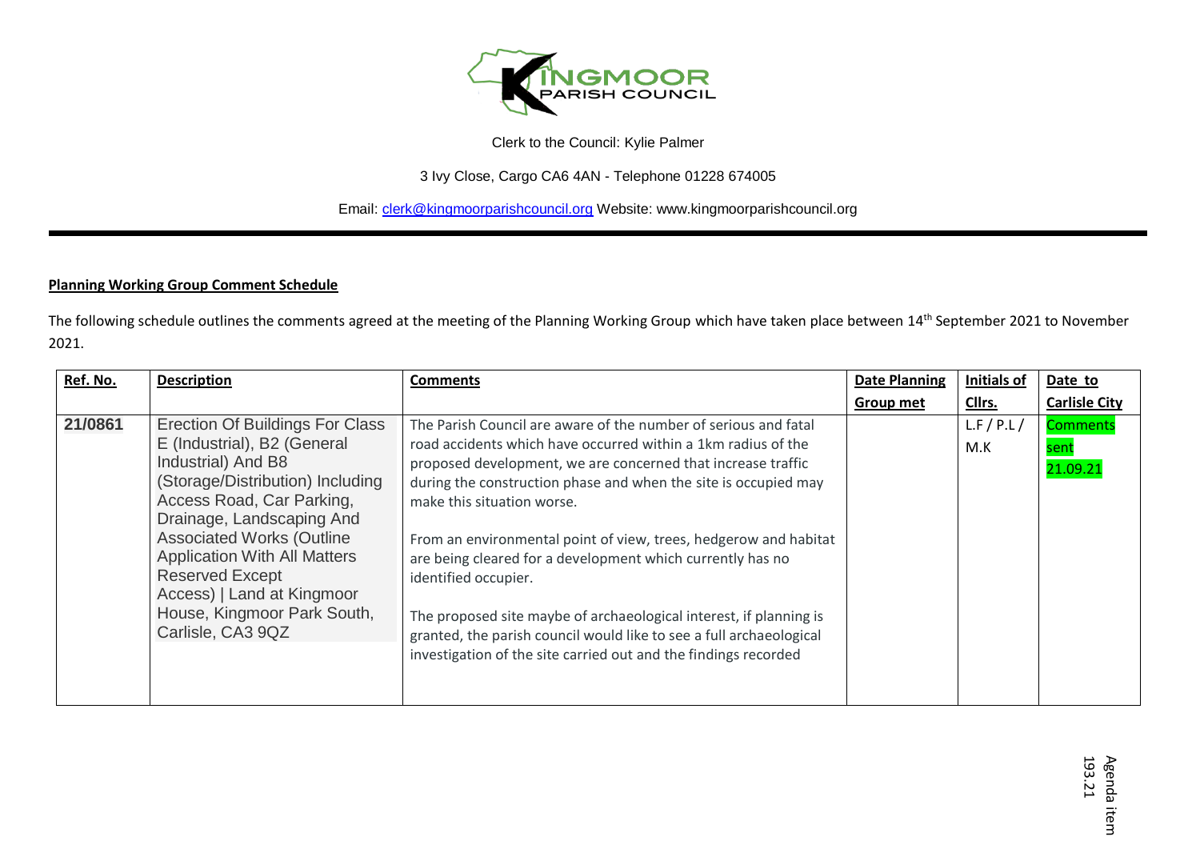Clerk to the Council: Kylie Palmer

3 Ivy Close, Cargo CA6 4AN - Telephone 01228 674005

Email: clerk@kingmoorparishcouncil.org Website: www.kingmoorparishcouncil.org

**Planning Working Group Comment Schedule**

The following schedule outlines the comments agreed at the meeting of the Planning Working Group which have taken place between 14th September 2021 to November 2021.

| Ref. No. | Description | Comments | Date Planning Group met | Initials of Cllrs. | Date to Carlisle City |
|---|---|---|---|---|---|
| **21/0861** | Erection Of Buildings For Class E (Industrial), B2 (General Industrial) And B8 (Storage/Distribution) Including Access Road, Car Parking, Drainage, Landscaping And Associated Works (Outline Application With All Matters Reserved Except Access) \| Land at Kingmoor House, Kingmoor Park South, Carlisle, CA3 9QZ | The Parish Council are aware of the number of serious and fatal road accidents which have occurred within a 1km radius of the proposed development, we are concerned that increase traffic during the construction phase and when the site is occupied may make this situation worse.<br><br>From an environmental point of view, trees, hedgerow and habitat are being cleared for a development which currently has no identified occupier.<br><br>The proposed site maybe of archaeological interest, if planning is granted, the parish council would like to see a full archaeological investigation of the site carried out and the findings recorded | | L.F / P.L / M.K | Comments sent 21.09.21 |

Agenda item 193.21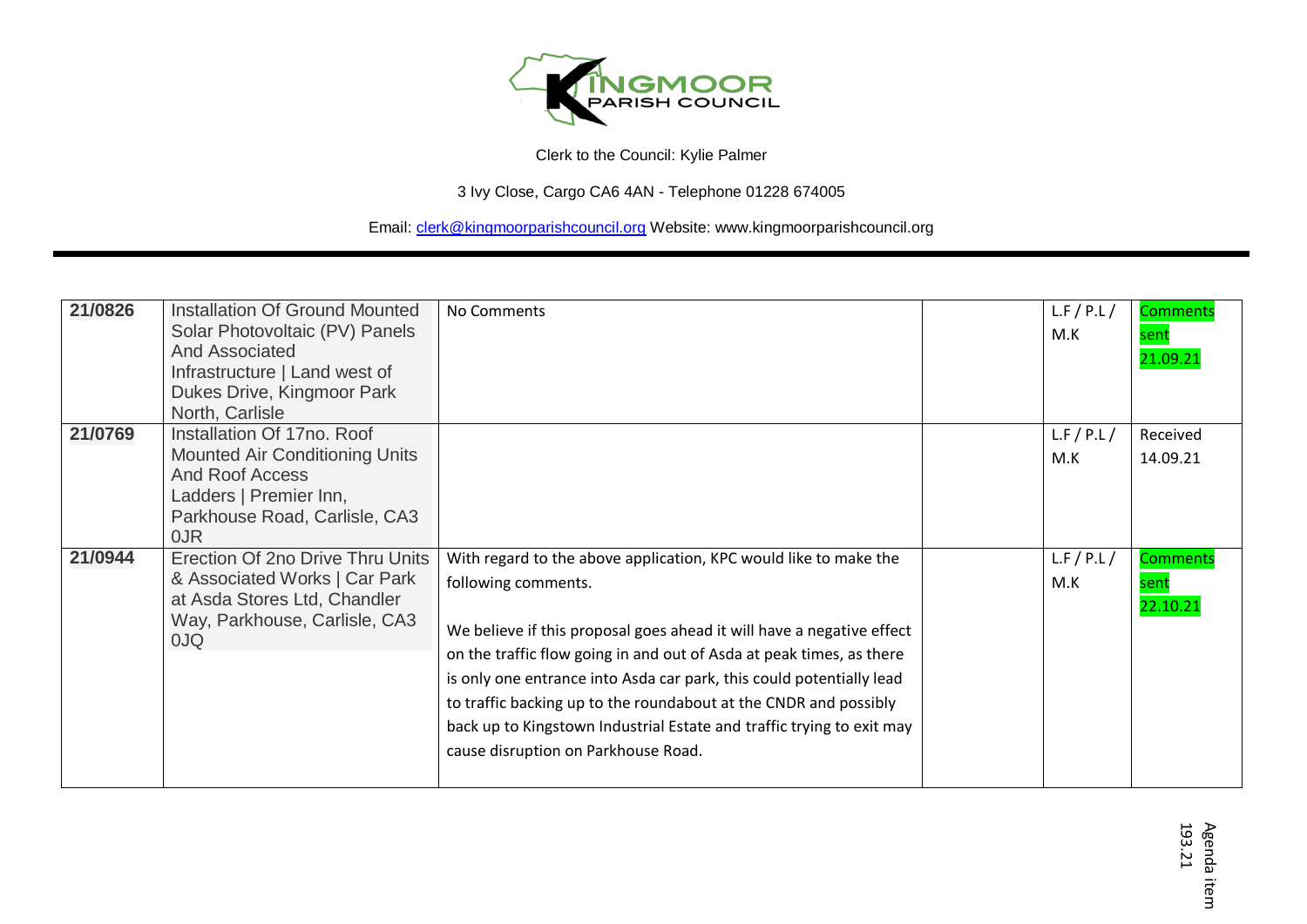Clerk to the Council: Kylie Palmer

3 Ivy Close, Cargo CA6 4AN - Telephone 01228 674005

Email: clerk@kingmoorparishcouncil.org Website: www.kingmoorparishcouncil.org

| | | | | | |
|---|---|---|---|---|---|
| **21/0826** | Installation Of Ground Mounted Solar Photovoltaic (PV) Panels And Associated Infrastructure \| Land west of Dukes Drive, Kingmoor Park North, Carlisle | No Comments | | L.F / P.L / M.K | Comments sent 21.09.21 |
| **21/0769** | Installation Of 17no. Roof Mounted Air Conditioning Units And Roof Access Ladders \| Premier Inn, Parkhouse Road, Carlisle, CA3 0JR | | | L.F / P.L / M.K | Received 14.09.21 |
| **21/0944** | Erection Of 2no Drive Thru Units & Associated Works \| Car Park at Asda Stores Ltd, Chandler Way, Parkhouse, Carlisle, CA3 0JQ | With regard to the above application, KPC would like to make the following comments.<br><br>We believe if this proposal goes ahead it will have a negative effect on the traffic flow going in and out of Asda at peak times, as there is only one entrance into Asda car park, this could potentially lead to traffic backing up to the roundabout at the CNDR and possibly back up to Kingstown Industrial Estate and traffic trying to exit may cause disruption on Parkhouse Road. | | L.F / P.L / M.K | Comments sent 22.10.21 |

Agenda item 193.21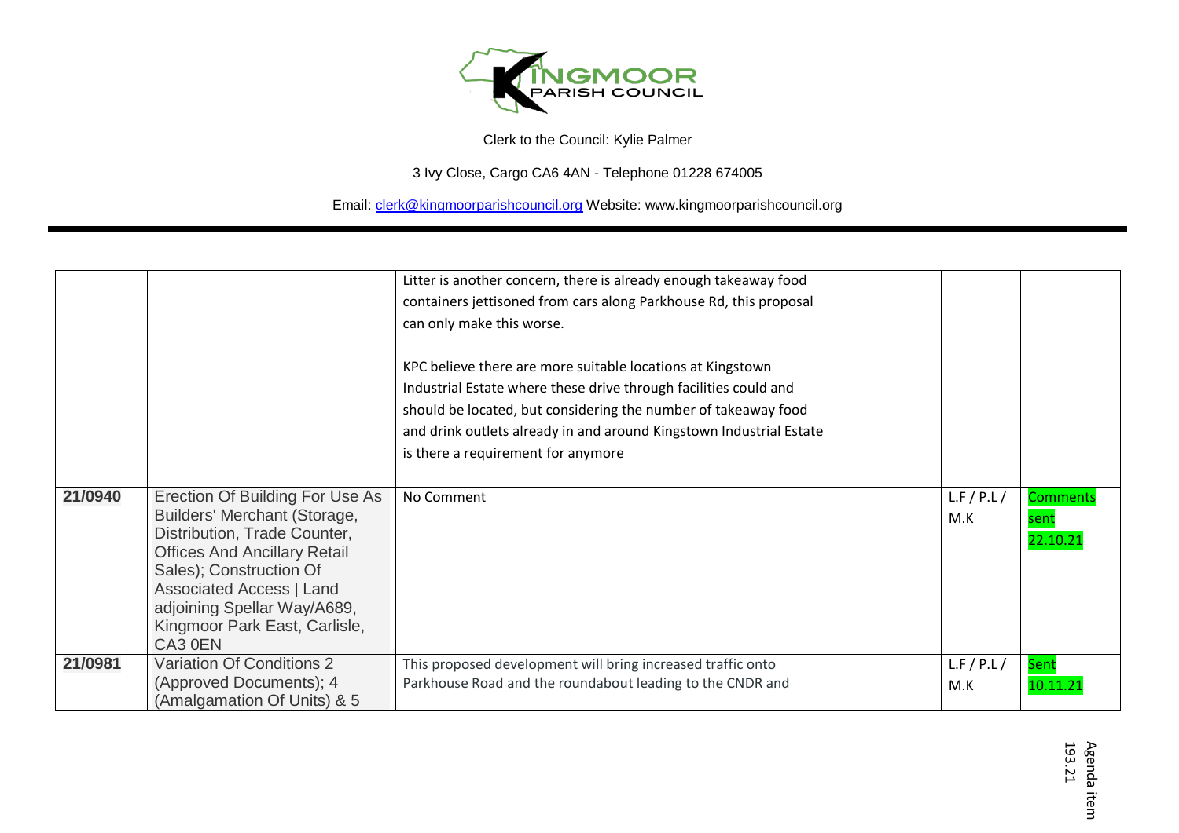Clerk to the Council: Kylie Palmer

3 Ivy Close, Cargo CA6 4AN - Telephone 01228 674005

Email: clerk@kingmoorparishcouncil.org Website: www.kingmoorparishcouncil.org

| | | | | | |
|---|---|---|---|---|---|
| | | Litter is another concern, there is already enough takeaway food containers jettisoned from cars along Parkhouse Rd, this proposal can only make this worse.<br><br>KPC believe there are more suitable locations at Kingstown Industrial Estate where these drive through facilities could and should be located, but considering the number of takeaway food and drink outlets already in and around Kingstown Industrial Estate is there a requirement for anymore | | | |
| **21/0940** | Erection Of Building For Use As Builders' Merchant (Storage, Distribution, Trade Counter, Offices And Ancillary Retail Sales); Construction Of Associated Access \| Land adjoining Spellar Way/A689, Kingmoor Park East, Carlisle, CA3 0EN | No Comment | | L.F / P.L / M.K | Comments sent 22.10.21 |
| **21/0981** | Variation Of Conditions 2 (Approved Documents); 4 (Amalgamation Of Units) & 5 | This proposed development will bring increased traffic onto Parkhouse Road and the roundabout leading to the CNDR and | | L.F / P.L / M.K | Sent 10.11.21 |

Agenda item 193.21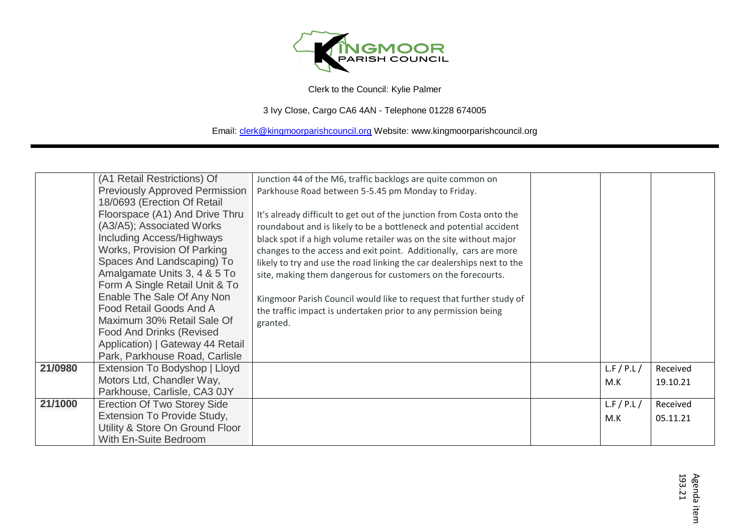Clerk to the Council: Kylie Palmer

3 Ivy Close, Cargo CA6 4AN - Telephone 01228 674005

Email: clerk@kingmoorparishcouncil.org Website: www.kingmoorparishcouncil.org

| | | | | | |
|---|---|---|---|---|---|
| | (A1 Retail Restrictions) Of Previously Approved Permission 18/0693 (Erection Of Retail Floorspace (A1) And Drive Thru (A3/A5); Associated Works Including Access/Highways Works, Provision Of Parking Spaces And Landscaping) To Amalgamate Units 3, 4 & 5 To Form A Single Retail Unit & To Enable The Sale Of Any Non Food Retail Goods And A Maximum 30% Retail Sale Of Food And Drinks (Revised Application) \| Gateway 44 Retail Park, Parkhouse Road, Carlisle | Junction 44 of the M6, traffic backlogs are quite common on Parkhouse Road between 5-5.45 pm Monday to Friday.<br><br>It's already difficult to get out of the junction from Costa onto the roundabout and is likely to be a bottleneck and potential accident black spot if a high volume retailer was on the site without major changes to the access and exit point. Additionally, cars are more likely to try and use the road linking the car dealerships next to the site, making them dangerous for customers on the forecourts.<br><br>Kingmoor Parish Council would like to request that further study of the traffic impact is undertaken prior to any permission being granted. | | | |
| **21/0980** | Extension To Bodyshop \| Lloyd Motors Ltd, Chandler Way, Parkhouse, Carlisle, CA3 0JY | | | L.F / P.L / M.K | Received 19.10.21 |
| **21/1000** | Erection Of Two Storey Side Extension To Provide Study, Utility & Store On Ground Floor With En-Suite Bedroom | | | L.F / P.L / M.K | Received 05.11.21 |

Agenda item 193.21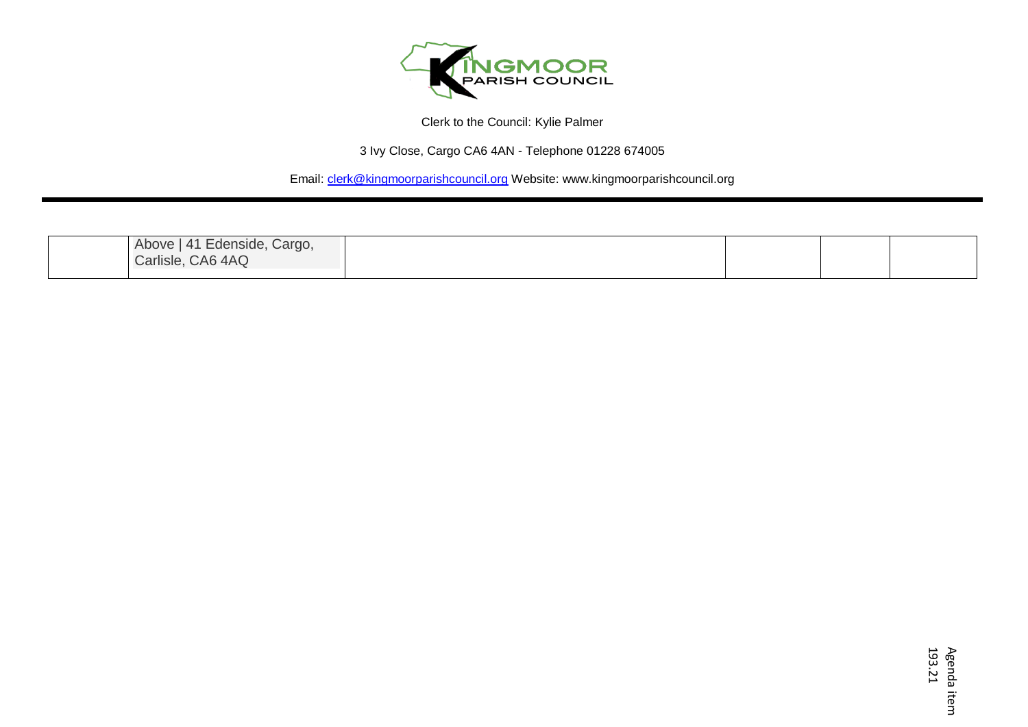Clerk to the Council: Kylie Palmer

3 Ivy Close, Cargo CA6 4AN - Telephone 01228 674005

Email: clerk@kingmoorparishcouncil.org Website: www.kingmoorparishcouncil.org

| | | | | | |
|---|---|---|---|---|---|
| | Above \| 41 Edenside, Cargo, Carlisle, CA6 4AQ | | | | |

Agenda item 193.21